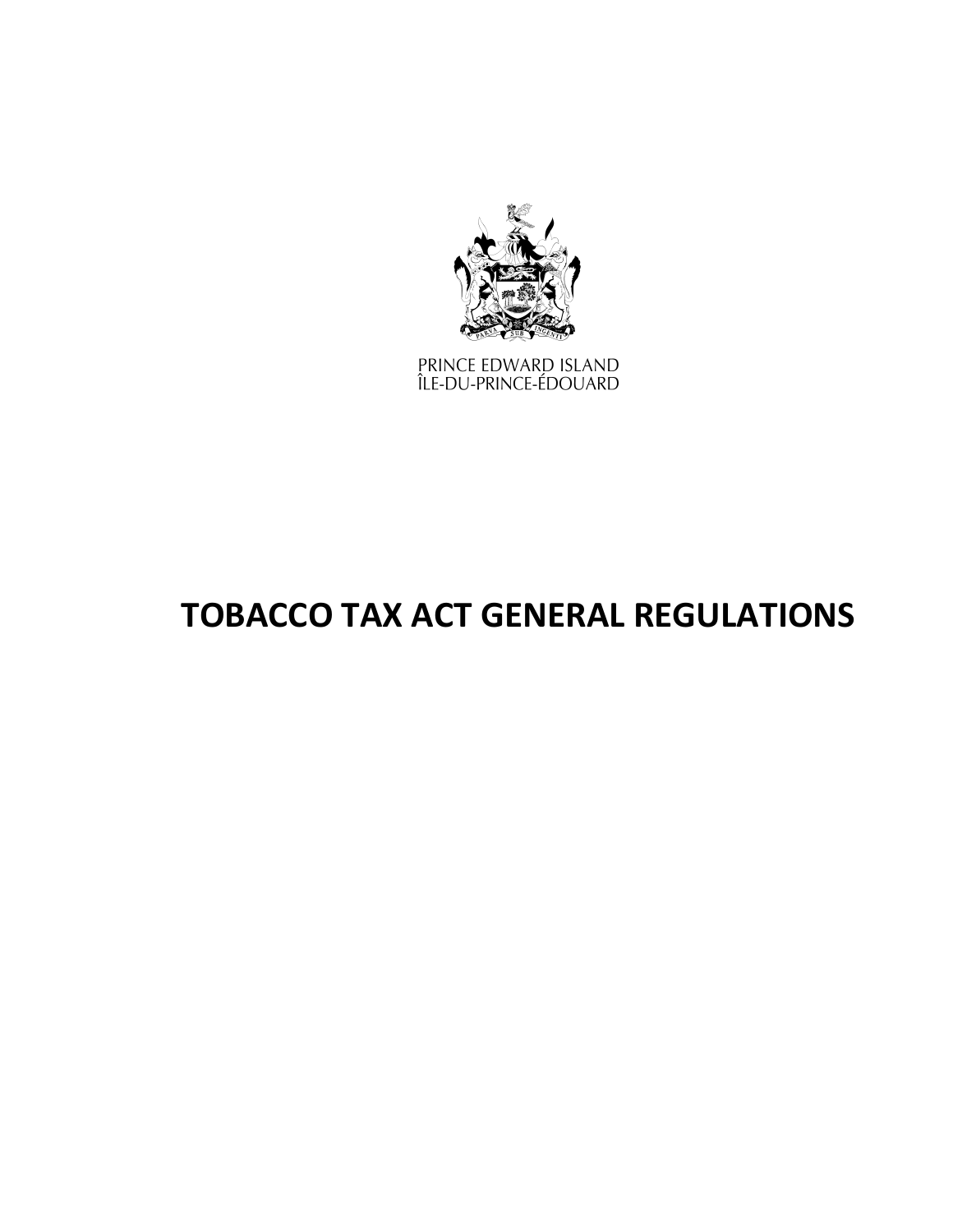PRINCE EDWARD ISLAND
ÎLE-DU-PRINCE-ÉDOUARD

# TOBACCO TAX ACT GENERAL REGULATIONS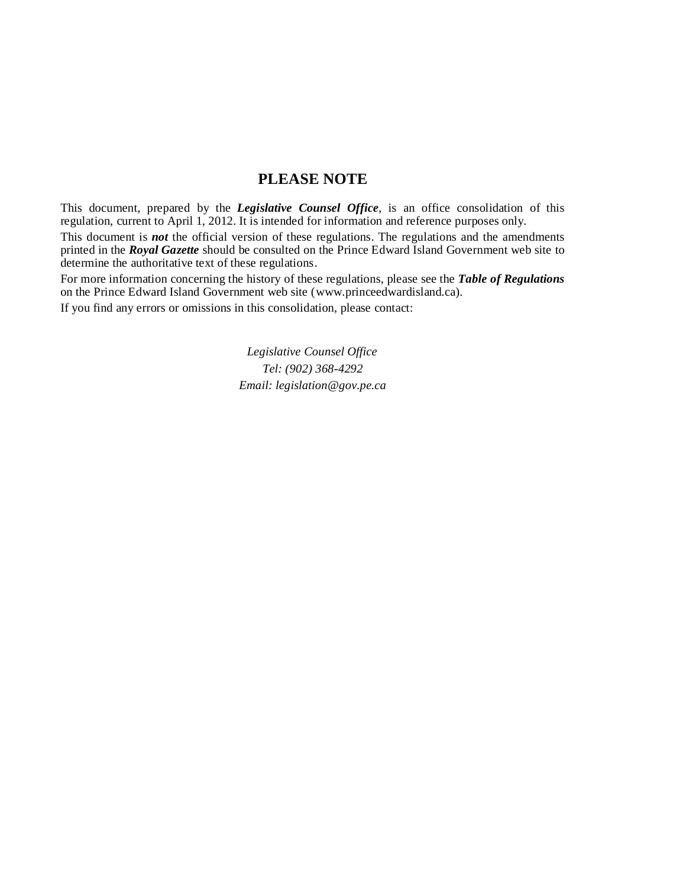## PLEASE NOTE

This document, prepared by the ***Legislative Counsel Office***, is an office consolidation of this regulation, current to April 1, 2012. It is intended for information and reference purposes only.

This document is ***not*** the official version of these regulations. The regulations and the amendments printed in the ***Royal Gazette*** should be consulted on the Prince Edward Island Government web site to determine the authoritative text of these regulations.

For more information concerning the history of these regulations, please see the ***Table of Regulations*** on the Prince Edward Island Government web site (www.princeedwardisland.ca).

If you find any errors or omissions in this consolidation, please contact:

*Legislative Counsel Office*
*Tel: (902) 368-4292*
*Email: legislation@gov.pe.ca*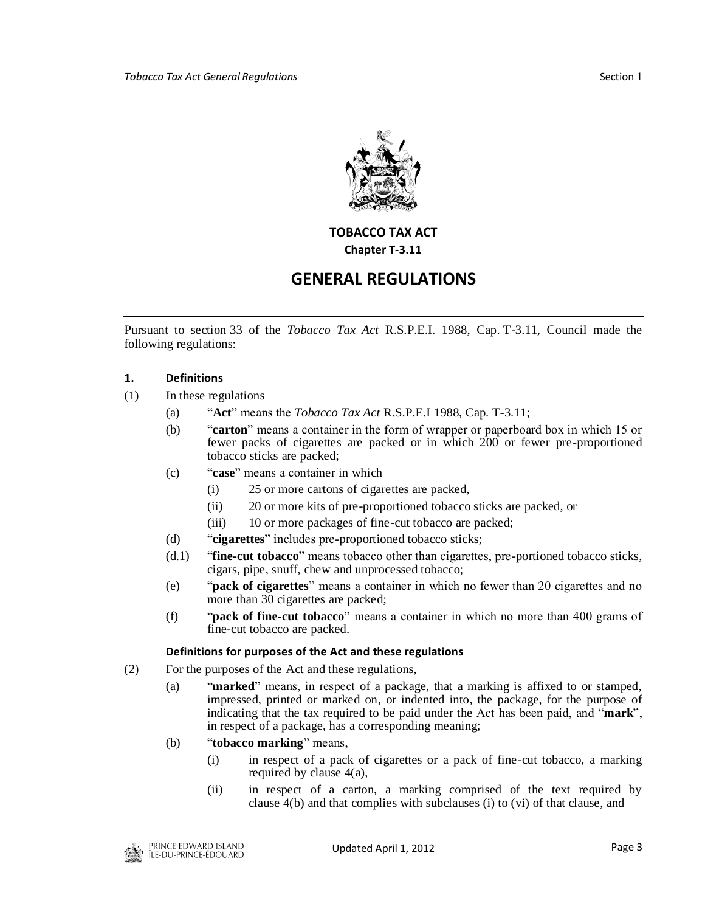# TOBACCO TAX ACT

**Chapter T-3.11**

# GENERAL REGULATIONS

Pursuant to section 33 of the *Tobacco Tax Act* R.S.P.E.I. 1988, Cap. T-3.11, Council made the following regulations:

### 1. Definitions

(1) In these regulations

(a) "**Act**" means the *Tobacco Tax Act* R.S.P.E.I 1988, Cap. T-3.11;

(b) "**carton**" means a container in the form of wrapper or paperboard box in which 15 or fewer packs of cigarettes are packed or in which 200 or fewer pre-proportioned tobacco sticks are packed;

(c) "**case**" means a container in which

(i) 25 or more cartons of cigarettes are packed,

(ii) 20 or more kits of pre-proportioned tobacco sticks are packed, or

(iii) 10 or more packages of fine-cut tobacco are packed;

(d) "**cigarettes**" includes pre-proportioned tobacco sticks;

(d.1) "**fine-cut tobacco**" means tobacco other than cigarettes, pre-portioned tobacco sticks, cigars, pipe, snuff, chew and unprocessed tobacco;

(e) "**pack of cigarettes**" means a container in which no fewer than 20 cigarettes and no more than 30 cigarettes are packed;

(f) "**pack of fine-cut tobacco**" means a container in which no more than 400 grams of fine-cut tobacco are packed.

**Definitions for purposes of the Act and these regulations**

(2) For the purposes of the Act and these regulations,

(a) "**marked**" means, in respect of a package, that a marking is affixed to or stamped, impressed, printed or marked on, or indented into, the package, for the purpose of indicating that the tax required to be paid under the Act has been paid, and "**mark**", in respect of a package, has a corresponding meaning;

(b) "**tobacco marking**" means,

(i) in respect of a pack of cigarettes or a pack of fine-cut tobacco, a marking required by clause 4(a),

(ii) in respect of a carton, a marking comprised of the text required by clause 4(b) and that complies with subclauses (i) to (vi) of that clause, and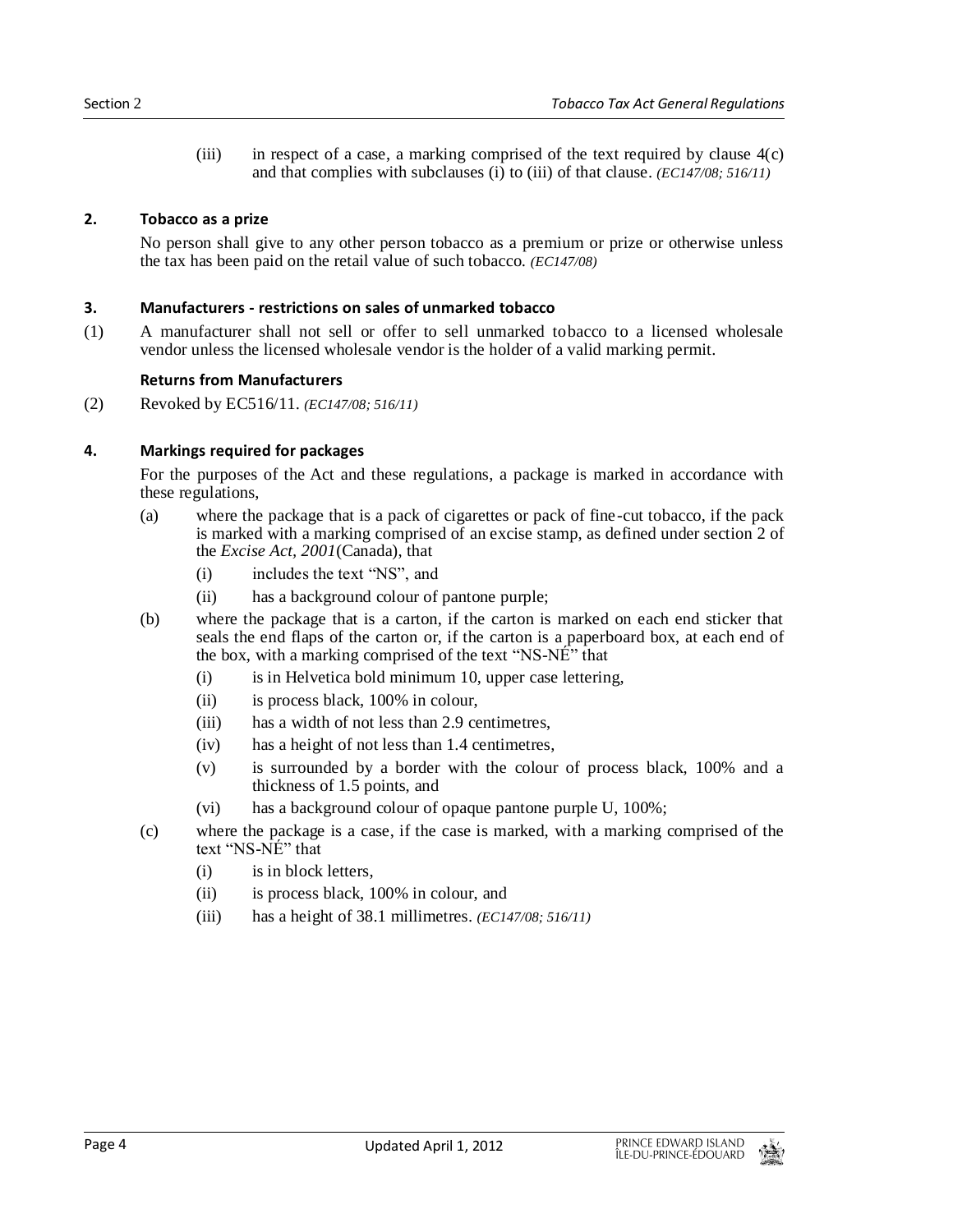(iii) in respect of a case, a marking comprised of the text required by clause 4(c) and that complies with subclauses (i) to (iii) of that clause. *(EC147/08; 516/11)*

### 2. Tobacco as a prize

No person shall give to any other person tobacco as a premium or prize or otherwise unless the tax has been paid on the retail value of such tobacco. *(EC147/08)*

### 3. Manufacturers - restrictions on sales of unmarked tobacco

(1) A manufacturer shall not sell or offer to sell unmarked tobacco to a licensed wholesale vendor unless the licensed wholesale vendor is the holder of a valid marking permit.

**Returns from Manufacturers**

(2) Revoked by EC516/11. *(EC147/08; 516/11)*

### 4. Markings required for packages

For the purposes of the Act and these regulations, a package is marked in accordance with these regulations,

(a) where the package that is a pack of cigarettes or pack of fine-cut tobacco, if the pack is marked with a marking comprised of an excise stamp, as defined under section 2 of the *Excise Act, 2001*(Canada), that

   (i) includes the text “NS”, and

   (ii) has a background colour of pantone purple;

(b) where the package that is a carton, if the carton is marked on each end sticker that seals the end flaps of the carton or, if the carton is a paperboard box, at each end of the box, with a marking comprised of the text “NS-NÉ” that

   (i) is in Helvetica bold minimum 10, upper case lettering,

   (ii) is process black, 100% in colour,

   (iii) has a width of not less than 2.9 centimetres,

   (iv) has a height of not less than 1.4 centimetres,

   (v) is surrounded by a border with the colour of process black, 100% and a thickness of 1.5 points, and

   (vi) has a background colour of opaque pantone purple U, 100%;

(c) where the package is a case, if the case is marked, with a marking comprised of the text “NS-NÉ” that

   (i) is in block letters,

   (ii) is process black, 100% in colour, and

   (iii) has a height of 38.1 millimetres. *(EC147/08; 516/11)*